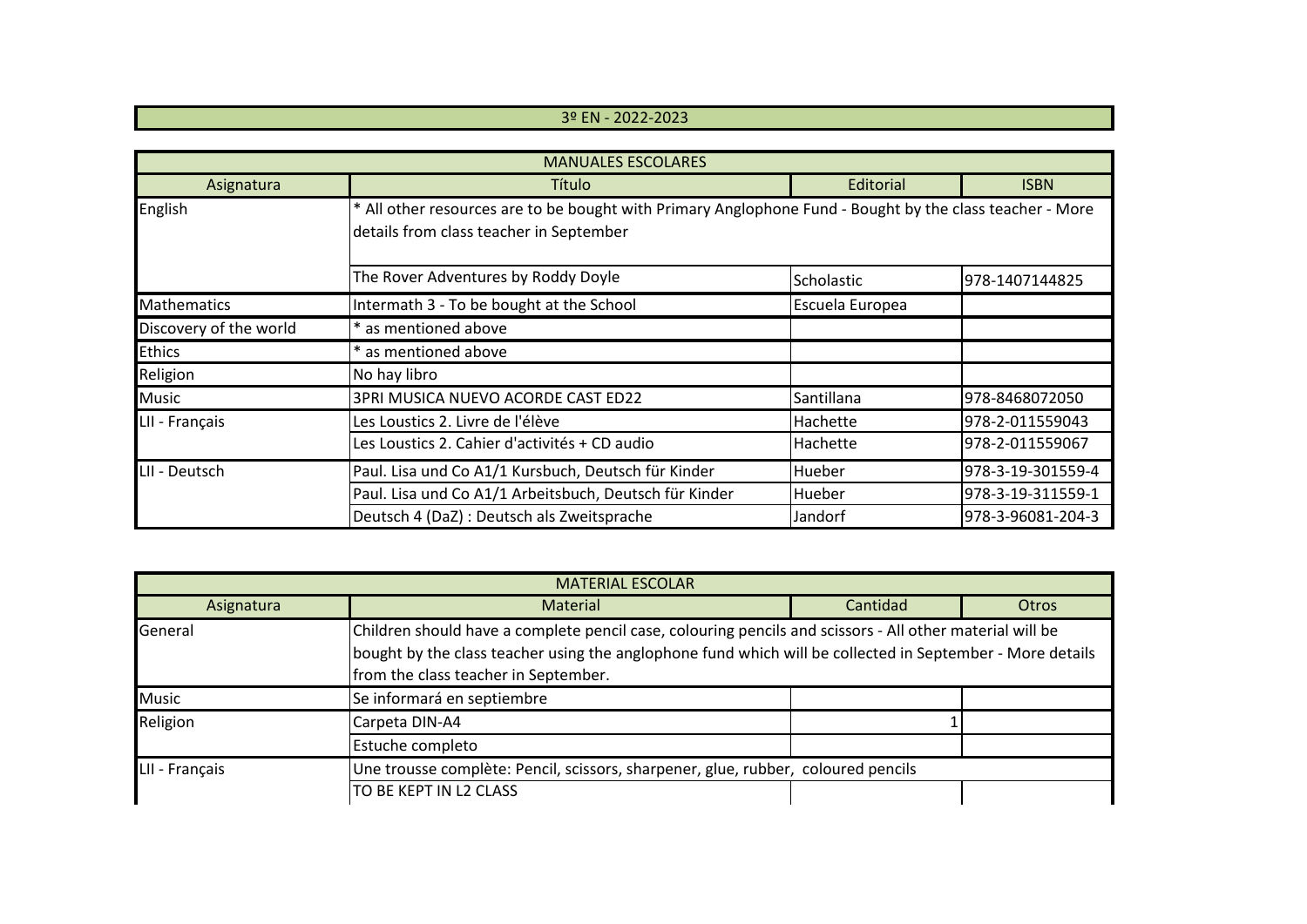## 3º EN - 2022-2023

| MANUALES ESCOLARES | | | |
|---|---|---|---|
| Asignatura | Título | Editorial | ISBN |
| English | * All other resources are to be bought with Primary Anglophone Fund - Bought by the class teacher - More details from class teacher in September | | |
| | The Rover Adventures by Roddy Doyle | Scholastic | 978-1407144825 |
| Mathematics | Intermath 3 - To be bought at the School | Escuela Europea | |
| Discovery of the world | * as mentioned above | | |
| Ethics | * as mentioned above | | |
| Religion | No hay libro | | |
| Music | 3PRI MUSICA NUEVO ACORDE CAST ED22 | Santillana | 978-8468072050 |
| LII - Français | Les Loustics 2. Livre de l'élève | Hachette | 978-2-011559043 |
| | Les Loustics 2. Cahier d'activités + CD audio | Hachette | 978-2-011559067 |
| LII - Deutsch | Paul. Lisa und Co A1/1 Kursbuch, Deutsch für Kinder | Hueber | 978-3-19-301559-4 |
| | Paul. Lisa und Co A1/1 Arbeitsbuch, Deutsch für Kinder | Hueber | 978-3-19-311559-1 |
| | Deutsch 4 (DaZ) : Deutsch als Zweitsprache | Jandorf | 978-3-96081-204-3 |

| MATERIAL ESCOLAR | | | |
|---|---|---|---|
| Asignatura | Material | Cantidad | Otros |
| General | Children should have a complete pencil case, colouring pencils and scissors - All other material will be bought by the class teacher using the anglophone fund which will be collected in September - More details from the class teacher in September. | | |
| Music | Se informará en septiembre | | |
| Religion | Carpeta DIN-A4 | 1 | |
| | Estuche completo | | |
| LII - Français | Une trousse complète: Pencil, scissors, sharpener, glue, rubber, coloured pencils | | |
| | TO BE KEPT IN L2 CLASS | | |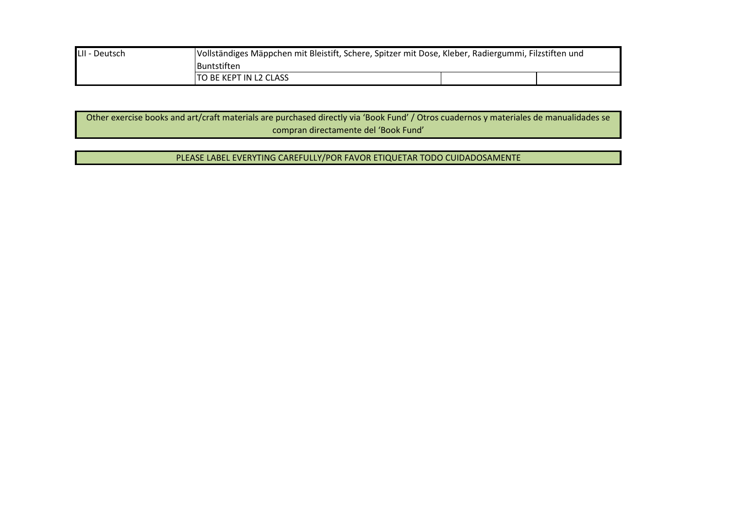| | | | |
|---|---|---|---|
| LII - Deutsch | Vollständiges Mäppchen mit Bleistift, Schere, Spitzer mit Dose, Kleber, Radiergummi, Filzstiften und Buntstiften | | |
| | TO BE KEPT IN L2 CLASS | | |

Other exercise books and art/craft materials are purchased directly via 'Book Fund' / Otros cuadernos y materiales de manualidades se compran directamente del 'Book Fund'

PLEASE LABEL EVERYTING CAREFULLY/POR FAVOR ETIQUETAR TODO CUIDADOSAMENTE